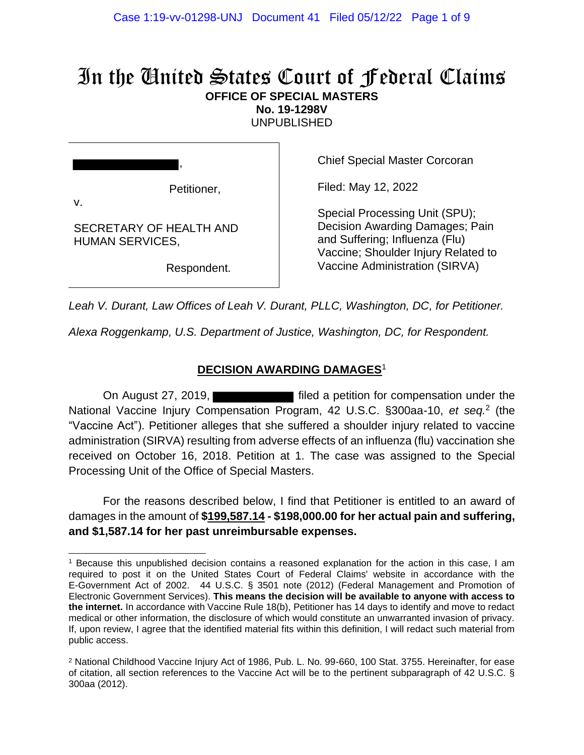# In the United States Court of Federal Claims

**OFFICE OF SPECIAL MASTERS**

**No. 19-1298V**

UNPUBLISHED

| | |
|---|---|
| ██████████, Petitioner, v. SECRETARY OF HEALTH AND HUMAN SERVICES, Respondent. | Chief Special Master Corcoran<br><br>Filed: May 12, 2022<br><br>Special Processing Unit (SPU); Decision Awarding Damages; Pain and Suffering; Influenza (Flu) Vaccine; Shoulder Injury Related to Vaccine Administration (SIRVA) |

*Leah V. Durant, Law Offices of Leah V. Durant, PLLC, Washington, DC, for Petitioner.*

*Alexa Roggenkamp, U.S. Department of Justice, Washington, DC, for Respondent.*

## DECISION AWARDING DAMAGES[1]

On August 27, 2019, ██████████ filed a petition for compensation under the National Vaccine Injury Compensation Program, 42 U.S.C. §300aa-10, *et seq.*[2] (the "Vaccine Act"). Petitioner alleges that she suffered a shoulder injury related to vaccine administration (SIRVA) resulting from adverse effects of an influenza (flu) vaccination she received on October 16, 2018. Petition at 1. The case was assigned to the Special Processing Unit of the Office of Special Masters.

For the reasons described below, I find that Petitioner is entitled to an award of damages in the amount of **$199,587.14 - $198,000.00 for her actual pain and suffering, and $1,587.14 for her past unreimbursable expenses.**

---

[1] Because this unpublished decision contains a reasoned explanation for the action in this case, I am required to post it on the United States Court of Federal Claims' website in accordance with the E-Government Act of 2002. 44 U.S.C. § 3501 note (2012) (Federal Management and Promotion of Electronic Government Services). **This means the decision will be available to anyone with access to the internet.** In accordance with Vaccine Rule 18(b), Petitioner has 14 days to identify and move to redact medical or other information, the disclosure of which would constitute an unwarranted invasion of privacy. If, upon review, I agree that the identified material fits within this definition, I will redact such material from public access.

[2] National Childhood Vaccine Injury Act of 1986, Pub. L. No. 99-660, 100 Stat. 3755. Hereinafter, for ease of citation, all section references to the Vaccine Act will be to the pertinent subparagraph of 42 U.S.C. § 300aa (2012).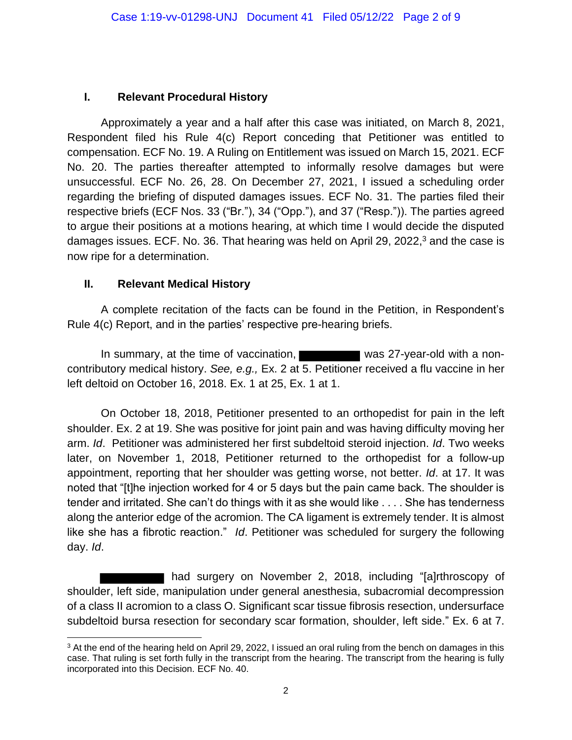## I. Relevant Procedural History

Approximately a year and a half after this case was initiated, on March 8, 2021, Respondent filed his Rule 4(c) Report conceding that Petitioner was entitled to compensation. ECF No. 19. A Ruling on Entitlement was issued on March 15, 2021. ECF No. 20. The parties thereafter attempted to informally resolve damages but were unsuccessful. ECF No. 26, 28. On December 27, 2021, I issued a scheduling order regarding the briefing of disputed damages issues. ECF No. 31. The parties filed their respective briefs (ECF Nos. 33 ("Br."), 34 ("Opp."), and 37 ("Resp.")). The parties agreed to argue their positions at a motions hearing, at which time I would decide the disputed damages issues. ECF. No. 36. That hearing was held on April 29, 2022,[3] and the case is now ripe for a determination.

## II. Relevant Medical History

A complete recitation of the facts can be found in the Petition, in Respondent's Rule 4(c) Report, and in the parties' respective pre-hearing briefs.

In summary, at the time of vaccination, ██████████ was 27-year-old with a non-contributory medical history. *See, e.g.,* Ex. 2 at 5. Petitioner received a flu vaccine in her left deltoid on October 16, 2018. Ex. 1 at 25, Ex. 1 at 1.

On October 18, 2018, Petitioner presented to an orthopedist for pain in the left shoulder. Ex. 2 at 19. She was positive for joint pain and was having difficulty moving her arm. *Id*. Petitioner was administered her first subdeltoid steroid injection. *Id*. Two weeks later, on November 1, 2018, Petitioner returned to the orthopedist for a follow-up appointment, reporting that her shoulder was getting worse, not better. *Id*. at 17. It was noted that "[t]he injection worked for 4 or 5 days but the pain came back. The shoulder is tender and irritated. She can't do things with it as she would like . . . . She has tenderness along the anterior edge of the acromion. The CA ligament is extremely tender. It is almost like she has a fibrotic reaction." *Id*. Petitioner was scheduled for surgery the following day. *Id*.

██████████ had surgery on November 2, 2018, including "[a]rthroscopy of shoulder, left side, manipulation under general anesthesia, subacromial decompression of a class II acromion to a class O. Significant scar tissue fibrosis resection, undersurface subdeltoid bursa resection for secondary scar formation, shoulder, left side." Ex. 6 at 7.

[3] At the end of the hearing held on April 29, 2022, I issued an oral ruling from the bench on damages in this case. That ruling is set forth fully in the transcript from the hearing. The transcript from the hearing is fully incorporated into this Decision. ECF No. 40.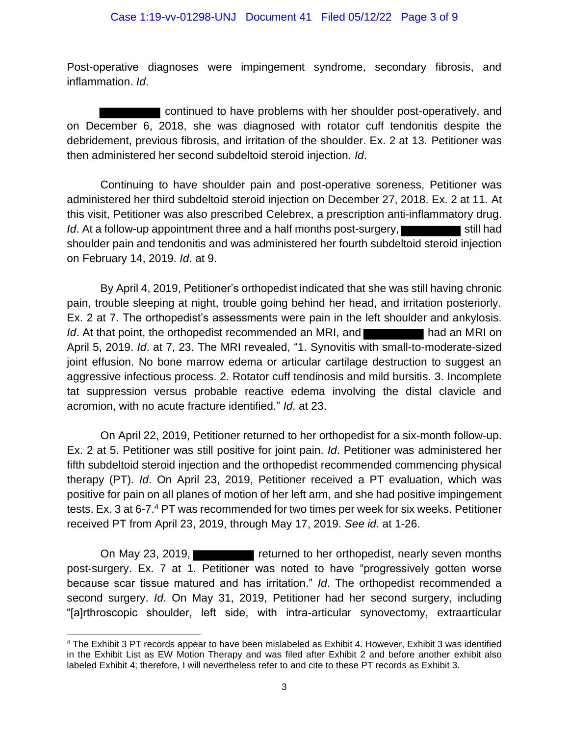Post-operative diagnoses were impingement syndrome, secondary fibrosis, and inflammation. *Id*.

█████████ continued to have problems with her shoulder post-operatively, and on December 6, 2018, she was diagnosed with rotator cuff tendonitis despite the debridement, previous fibrosis, and irritation of the shoulder. Ex. 2 at 13. Petitioner was then administered her second subdeltoid steroid injection. *Id*.

Continuing to have shoulder pain and post-operative soreness, Petitioner was administered her third subdeltoid steroid injection on December 27, 2018. Ex. 2 at 11. At this visit, Petitioner was also prescribed Celebrex, a prescription anti-inflammatory drug. *Id*. At a follow-up appointment three and a half months post-surgery, █████████ still had shoulder pain and tendonitis and was administered her fourth subdeltoid steroid injection on February 14, 2019. *Id*. at 9.

By April 4, 2019, Petitioner's orthopedist indicated that she was still having chronic pain, trouble sleeping at night, trouble going behind her head, and irritation posteriorly. Ex. 2 at 7. The orthopedist's assessments were pain in the left shoulder and ankylosis. *Id*. At that point, the orthopedist recommended an MRI, and █████████ had an MRI on April 5, 2019. *Id*. at 7, 23. The MRI revealed, "1. Synovitis with small-to-moderate-sized joint effusion. No bone marrow edema or articular cartilage destruction to suggest an aggressive infectious process. 2. Rotator cuff tendinosis and mild bursitis. 3. Incomplete tat suppression versus probable reactive edema involving the distal clavicle and acromion, with no acute fracture identified." *Id*. at 23.

On April 22, 2019, Petitioner returned to her orthopedist for a six-month follow-up. Ex. 2 at 5. Petitioner was still positive for joint pain. *Id*. Petitioner was administered her fifth subdeltoid steroid injection and the orthopedist recommended commencing physical therapy (PT). *Id*. On April 23, 2019, Petitioner received a PT evaluation, which was positive for pain on all planes of motion of her left arm, and she had positive impingement tests. Ex. 3 at 6-7.[4] PT was recommended for two times per week for six weeks. Petitioner received PT from April 23, 2019, through May 17, 2019. *See id*. at 1-26.

On May 23, 2019, █████████ returned to her orthopedist, nearly seven months post-surgery. Ex. 7 at 1. Petitioner was noted to have "progressively gotten worse because scar tissue matured and has irritation." *Id*. The orthopedist recommended a second surgery. *Id*. On May 31, 2019, Petitioner had her second surgery, including "[a]rthroscopic shoulder, left side, with intra-articular synovectomy, extraarticular

---

[4] The Exhibit 3 PT records appear to have been mislabeled as Exhibit 4. However, Exhibit 3 was identified in the Exhibit List as EW Motion Therapy and was filed after Exhibit 2 and before another exhibit also labeled Exhibit 4; therefore, I will nevertheless refer to and cite to these PT records as Exhibit 3.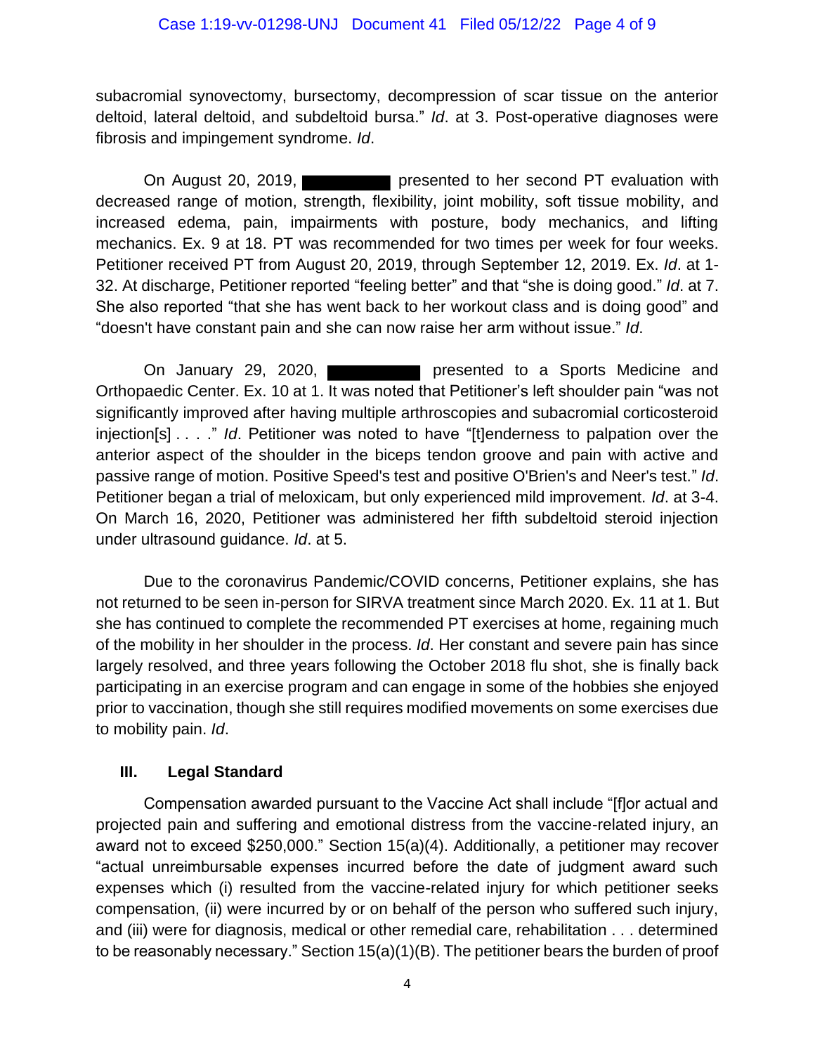subacromial synovectomy, bursectomy, decompression of scar tissue on the anterior deltoid, lateral deltoid, and subdeltoid bursa." *Id*. at 3. Post-operative diagnoses were fibrosis and impingement syndrome. *Id*.

On August 20, 2019, ██████ presented to her second PT evaluation with decreased range of motion, strength, flexibility, joint mobility, soft tissue mobility, and increased edema, pain, impairments with posture, body mechanics, and lifting mechanics. Ex. 9 at 18. PT was recommended for two times per week for four weeks. Petitioner received PT from August 20, 2019, through September 12, 2019. Ex. *Id*. at 1-32. At discharge, Petitioner reported "feeling better" and that "she is doing good." *Id*. at 7. She also reported "that she has went back to her workout class and is doing good" and "doesn't have constant pain and she can now raise her arm without issue." *Id*.

On January 29, 2020, ██████ presented to a Sports Medicine and Orthopaedic Center. Ex. 10 at 1. It was noted that Petitioner's left shoulder pain "was not significantly improved after having multiple arthroscopies and subacromial corticosteroid injection[s] . . . ." *Id*. Petitioner was noted to have "[t]enderness to palpation over the anterior aspect of the shoulder in the biceps tendon groove and pain with active and passive range of motion. Positive Speed's test and positive O'Brien's and Neer's test." *Id*. Petitioner began a trial of meloxicam, but only experienced mild improvement. *Id*. at 3-4. On March 16, 2020, Petitioner was administered her fifth subdeltoid steroid injection under ultrasound guidance. *Id*. at 5.

Due to the coronavirus Pandemic/COVID concerns, Petitioner explains, she has not returned to be seen in-person for SIRVA treatment since March 2020. Ex. 11 at 1. But she has continued to complete the recommended PT exercises at home, regaining much of the mobility in her shoulder in the process. *Id*. Her constant and severe pain has since largely resolved, and three years following the October 2018 flu shot, she is finally back participating in an exercise program and can engage in some of the hobbies she enjoyed prior to vaccination, though she still requires modified movements on some exercises due to mobility pain. *Id*.

## III. Legal Standard

Compensation awarded pursuant to the Vaccine Act shall include "[f]or actual and projected pain and suffering and emotional distress from the vaccine-related injury, an award not to exceed $250,000." Section 15(a)(4). Additionally, a petitioner may recover "actual unreimbursable expenses incurred before the date of judgment award such expenses which (i) resulted from the vaccine-related injury for which petitioner seeks compensation, (ii) were incurred by or on behalf of the person who suffered such injury, and (iii) were for diagnosis, medical or other remedial care, rehabilitation . . . determined to be reasonably necessary." Section 15(a)(1)(B). The petitioner bears the burden of proof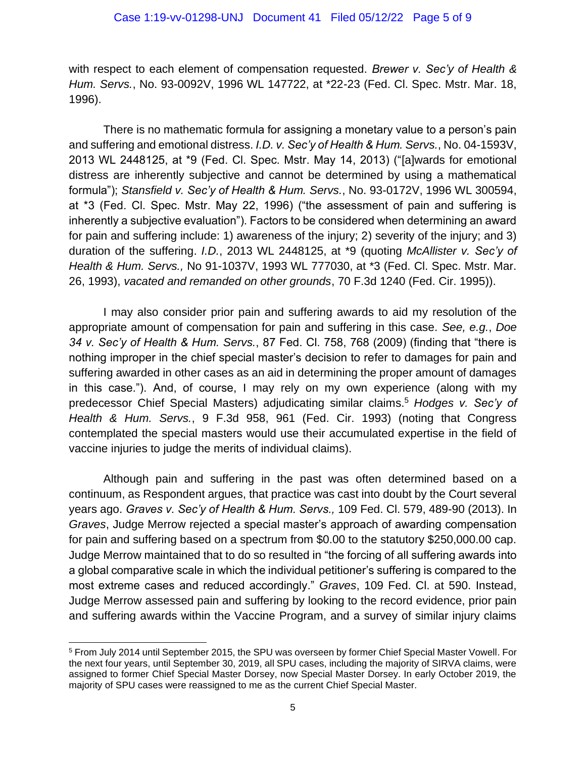with respect to each element of compensation requested. *Brewer v. Sec'y of Health & Hum. Servs.*, No. 93-0092V, 1996 WL 147722, at *22-23 (Fed. Cl. Spec. Mstr. Mar. 18, 1996).

There is no mathematic formula for assigning a monetary value to a person's pain and suffering and emotional distress. *I.D. v. Sec'y of Health & Hum. Servs.*, No. 04-1593V, 2013 WL 2448125, at *9 (Fed. Cl. Spec. Mstr. May 14, 2013) ("[a]wards for emotional distress are inherently subjective and cannot be determined by using a mathematical formula"); *Stansfield v. Sec'y of Health & Hum. Servs.*, No. 93-0172V, 1996 WL 300594, at *3 (Fed. Cl. Spec. Mstr. May 22, 1996) ("the assessment of pain and suffering is inherently a subjective evaluation"). Factors to be considered when determining an award for pain and suffering include: 1) awareness of the injury; 2) severity of the injury; and 3) duration of the suffering. *I.D.*, 2013 WL 2448125, at *9 (quoting *McAllister v. Sec'y of Health & Hum. Servs.,* No 91-1037V, 1993 WL 777030, at *3 (Fed. Cl. Spec. Mstr. Mar. 26, 1993), *vacated and remanded on other grounds*, 70 F.3d 1240 (Fed. Cir. 1995)).

I may also consider prior pain and suffering awards to aid my resolution of the appropriate amount of compensation for pain and suffering in this case. *See, e.g.*, *Doe 34 v. Sec'y of Health & Hum. Servs.*, 87 Fed. Cl. 758, 768 (2009) (finding that "there is nothing improper in the chief special master's decision to refer to damages for pain and suffering awarded in other cases as an aid in determining the proper amount of damages in this case."). And, of course, I may rely on my own experience (along with my predecessor Chief Special Masters) adjudicating similar claims.[5] *Hodges v. Sec'y of Health & Hum. Servs.*, 9 F.3d 958, 961 (Fed. Cir. 1993) (noting that Congress contemplated the special masters would use their accumulated expertise in the field of vaccine injuries to judge the merits of individual claims).

Although pain and suffering in the past was often determined based on a continuum, as Respondent argues, that practice was cast into doubt by the Court several years ago. *Graves v. Sec'y of Health & Hum. Servs.,* 109 Fed. Cl. 579, 489-90 (2013). In *Graves*, Judge Merrow rejected a special master's approach of awarding compensation for pain and suffering based on a spectrum from $0.00 to the statutory $250,000.00 cap. Judge Merrow maintained that to do so resulted in "the forcing of all suffering awards into a global comparative scale in which the individual petitioner's suffering is compared to the most extreme cases and reduced accordingly." *Graves*, 109 Fed. Cl. at 590. Instead, Judge Merrow assessed pain and suffering by looking to the record evidence, prior pain and suffering awards within the Vaccine Program, and a survey of similar injury claims

---

[5] From July 2014 until September 2015, the SPU was overseen by former Chief Special Master Vowell. For the next four years, until September 30, 2019, all SPU cases, including the majority of SIRVA claims, were assigned to former Chief Special Master Dorsey, now Special Master Dorsey. In early October 2019, the majority of SPU cases were reassigned to me as the current Chief Special Master.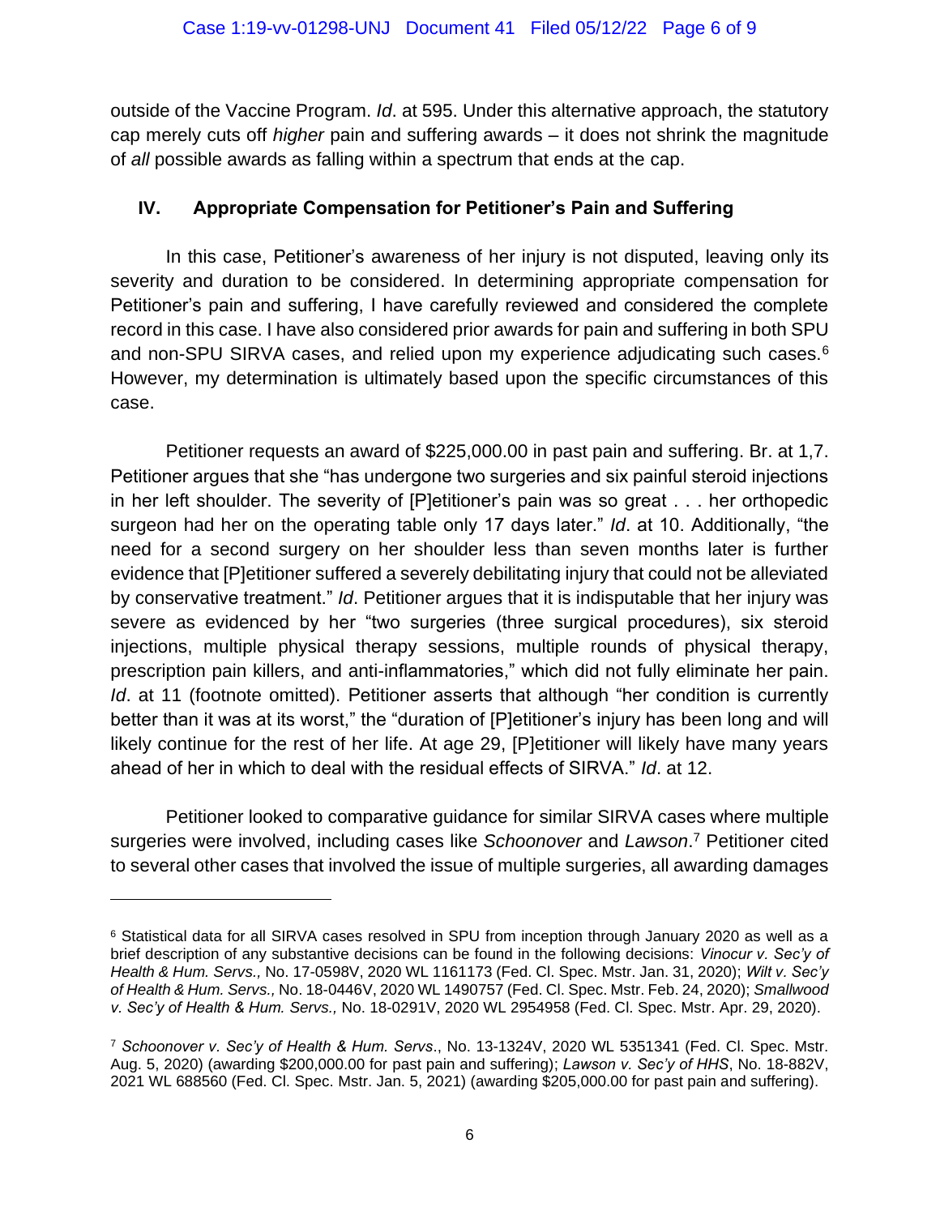outside of the Vaccine Program. *Id*. at 595. Under this alternative approach, the statutory cap merely cuts off *higher* pain and suffering awards – it does not shrink the magnitude of *all* possible awards as falling within a spectrum that ends at the cap.

## IV. Appropriate Compensation for Petitioner's Pain and Suffering

In this case, Petitioner's awareness of her injury is not disputed, leaving only its severity and duration to be considered. In determining appropriate compensation for Petitioner's pain and suffering, I have carefully reviewed and considered the complete record in this case. I have also considered prior awards for pain and suffering in both SPU and non-SPU SIRVA cases, and relied upon my experience adjudicating such cases.[6] However, my determination is ultimately based upon the specific circumstances of this case.

Petitioner requests an award of $225,000.00 in past pain and suffering. Br. at 1,7. Petitioner argues that she "has undergone two surgeries and six painful steroid injections in her left shoulder. The severity of [P]etitioner's pain was so great . . . her orthopedic surgeon had her on the operating table only 17 days later." *Id*. at 10. Additionally, "the need for a second surgery on her shoulder less than seven months later is further evidence that [P]etitioner suffered a severely debilitating injury that could not be alleviated by conservative treatment." *Id*. Petitioner argues that it is indisputable that her injury was severe as evidenced by her "two surgeries (three surgical procedures), six steroid injections, multiple physical therapy sessions, multiple rounds of physical therapy, prescription pain killers, and anti-inflammatories," which did not fully eliminate her pain. *Id*. at 11 (footnote omitted). Petitioner asserts that although "her condition is currently better than it was at its worst," the "duration of [P]etitioner's injury has been long and will likely continue for the rest of her life. At age 29, [P]etitioner will likely have many years ahead of her in which to deal with the residual effects of SIRVA." *Id*. at 12.

Petitioner looked to comparative guidance for similar SIRVA cases where multiple surgeries were involved, including cases like *Schoonover* and *Lawson*.[7] Petitioner cited to several other cases that involved the issue of multiple surgeries, all awarding damages

---

[6] Statistical data for all SIRVA cases resolved in SPU from inception through January 2020 as well as a brief description of any substantive decisions can be found in the following decisions: *Vinocur v. Sec'y of Health & Hum. Servs.,* No. 17-0598V, 2020 WL 1161173 (Fed. Cl. Spec. Mstr. Jan. 31, 2020); *Wilt v. Sec'y of Health & Hum. Servs.,* No. 18-0446V, 2020 WL 1490757 (Fed. Cl. Spec. Mstr. Feb. 24, 2020); *Smallwood v. Sec'y of Health & Hum. Servs.,* No. 18-0291V, 2020 WL 2954958 (Fed. Cl. Spec. Mstr. Apr. 29, 2020).

[7] *Schoonover v. Sec'y of Health & Hum. Servs*., No. 13-1324V, 2020 WL 5351341 (Fed. Cl. Spec. Mstr. Aug. 5, 2020) (awarding $200,000.00 for past pain and suffering); *Lawson v. Sec'y of HHS*, No. 18-882V, 2021 WL 688560 (Fed. Cl. Spec. Mstr. Jan. 5, 2021) (awarding $205,000.00 for past pain and suffering).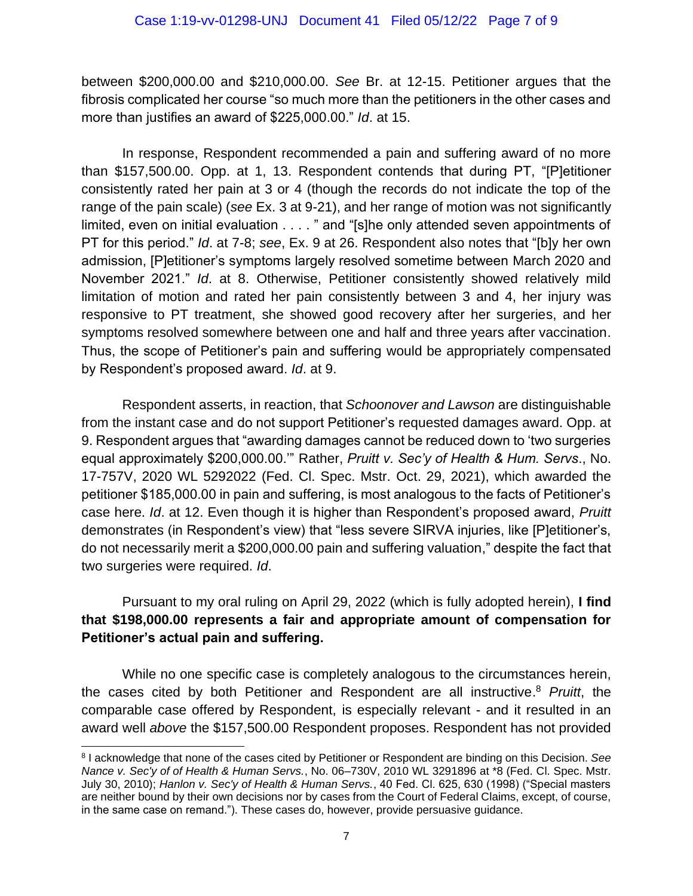between $200,000.00 and $210,000.00. *See* Br. at 12-15. Petitioner argues that the fibrosis complicated her course "so much more than the petitioners in the other cases and more than justifies an award of $225,000.00." *Id*. at 15.

In response, Respondent recommended a pain and suffering award of no more than $157,500.00. Opp. at 1, 13. Respondent contends that during PT, "[P]etitioner consistently rated her pain at 3 or 4 (though the records do not indicate the top of the range of the pain scale) (*see* Ex. 3 at 9-21), and her range of motion was not significantly limited, even on initial evaluation . . . . " and "[s]he only attended seven appointments of PT for this period." *Id*. at 7-8; *see*, Ex. 9 at 26. Respondent also notes that "[b]y her own admission, [P]etitioner's symptoms largely resolved sometime between March 2020 and November 2021." *Id*. at 8. Otherwise, Petitioner consistently showed relatively mild limitation of motion and rated her pain consistently between 3 and 4, her injury was responsive to PT treatment, she showed good recovery after her surgeries, and her symptoms resolved somewhere between one and half and three years after vaccination. Thus, the scope of Petitioner's pain and suffering would be appropriately compensated by Respondent's proposed award. *Id*. at 9.

Respondent asserts, in reaction, that *Schoonover and Lawson* are distinguishable from the instant case and do not support Petitioner's requested damages award. Opp. at 9. Respondent argues that "awarding damages cannot be reduced down to 'two surgeries equal approximately $200,000.00.'" Rather, *Pruitt v. Sec'y of Health & Hum. Servs*., No. 17-757V, 2020 WL 5292022 (Fed. Cl. Spec. Mstr. Oct. 29, 2021), which awarded the petitioner $185,000.00 in pain and suffering, is most analogous to the facts of Petitioner's case here. *Id*. at 12. Even though it is higher than Respondent's proposed award, *Pruitt* demonstrates (in Respondent's view) that "less severe SIRVA injuries, like [P]etitioner's, do not necessarily merit a $200,000.00 pain and suffering valuation," despite the fact that two surgeries were required. *Id*.

Pursuant to my oral ruling on April 29, 2022 (which is fully adopted herein), **I find that $198,000.00 represents a fair and appropriate amount of compensation for Petitioner's actual pain and suffering.**

While no one specific case is completely analogous to the circumstances herein, the cases cited by both Petitioner and Respondent are all instructive.[8] *Pruitt*, the comparable case offered by Respondent, is especially relevant - and it resulted in an award well *above* the $157,500.00 Respondent proposes. Respondent has not provided

---

[8] I acknowledge that none of the cases cited by Petitioner or Respondent are binding on this Decision. *See Nance v. Sec'y of of Health & Human Servs.*, No. 06–730V, 2010 WL 3291896 at *8 (Fed. Cl. Spec. Mstr. July 30, 2010); *Hanlon v. Sec'y of Health & Human Servs.*, 40 Fed. Cl. 625, 630 (1998) ("Special masters are neither bound by their own decisions nor by cases from the Court of Federal Claims, except, of course, in the same case on remand."). These cases do, however, provide persuasive guidance.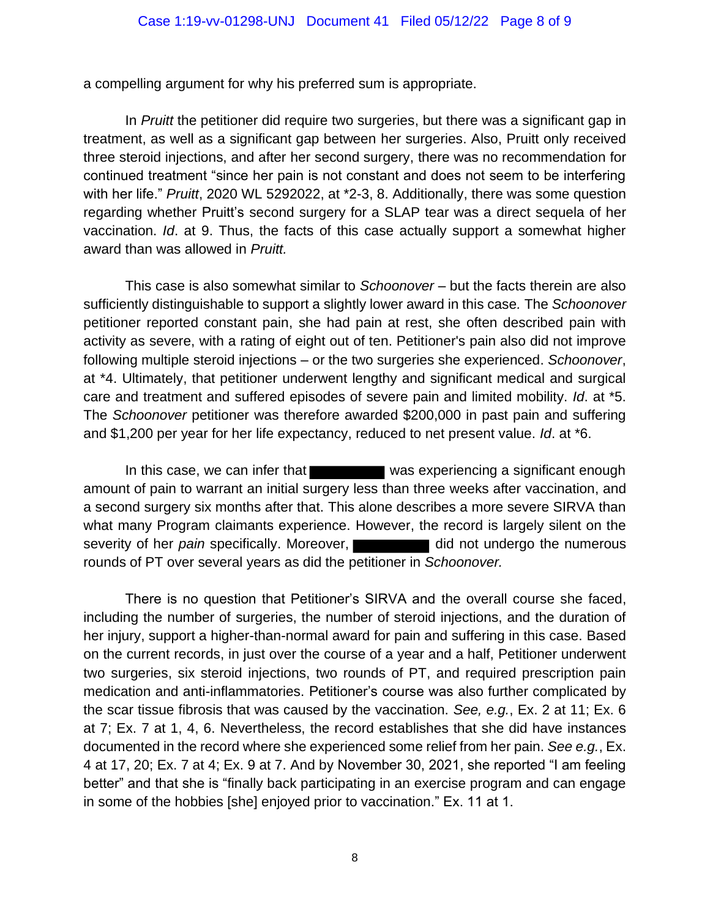a compelling argument for why his preferred sum is appropriate.

In *Pruitt* the petitioner did require two surgeries, but there was a significant gap in treatment, as well as a significant gap between her surgeries. Also, Pruitt only received three steroid injections, and after her second surgery, there was no recommendation for continued treatment "since her pain is not constant and does not seem to be interfering with her life." *Pruitt*, 2020 WL 5292022, at *2-3, 8. Additionally, there was some question regarding whether Pruitt's second surgery for a SLAP tear was a direct sequela of her vaccination. *Id*. at 9. Thus, the facts of this case actually support a somewhat higher award than was allowed in *Pruitt.*

This case is also somewhat similar to *Schoonover* – but the facts therein are also sufficiently distinguishable to support a slightly lower award in this case*.* The *Schoonover* petitioner reported constant pain, she had pain at rest, she often described pain with activity as severe, with a rating of eight out of ten. Petitioner's pain also did not improve following multiple steroid injections – or the two surgeries she experienced. *Schoonover*, at *4. Ultimately, that petitioner underwent lengthy and significant medical and surgical care and treatment and suffered episodes of severe pain and limited mobility. *Id*. at *5. The *Schoonover* petitioner was therefore awarded $200,000 in past pain and suffering and $1,200 per year for her life expectancy, reduced to net present value. *Id*. at *6.

In this case, we can infer that ██████ was experiencing a significant enough amount of pain to warrant an initial surgery less than three weeks after vaccination, and a second surgery six months after that. This alone describes a more severe SIRVA than what many Program claimants experience. However, the record is largely silent on the severity of her *pain* specifically. Moreover, ██████ did not undergo the numerous rounds of PT over several years as did the petitioner in *Schoonover.*

There is no question that Petitioner's SIRVA and the overall course she faced, including the number of surgeries, the number of steroid injections, and the duration of her injury, support a higher-than-normal award for pain and suffering in this case. Based on the current records, in just over the course of a year and a half, Petitioner underwent two surgeries, six steroid injections, two rounds of PT, and required prescription pain medication and anti-inflammatories. Petitioner's course was also further complicated by the scar tissue fibrosis that was caused by the vaccination. *See, e.g.*, Ex. 2 at 11; Ex. 6 at 7; Ex. 7 at 1, 4, 6. Nevertheless, the record establishes that she did have instances documented in the record where she experienced some relief from her pain. *See e.g.*, Ex. 4 at 17, 20; Ex. 7 at 4; Ex. 9 at 7. And by November 30, 2021, she reported "I am feeling better" and that she is "finally back participating in an exercise program and can engage in some of the hobbies [she] enjoyed prior to vaccination." Ex. 11 at 1.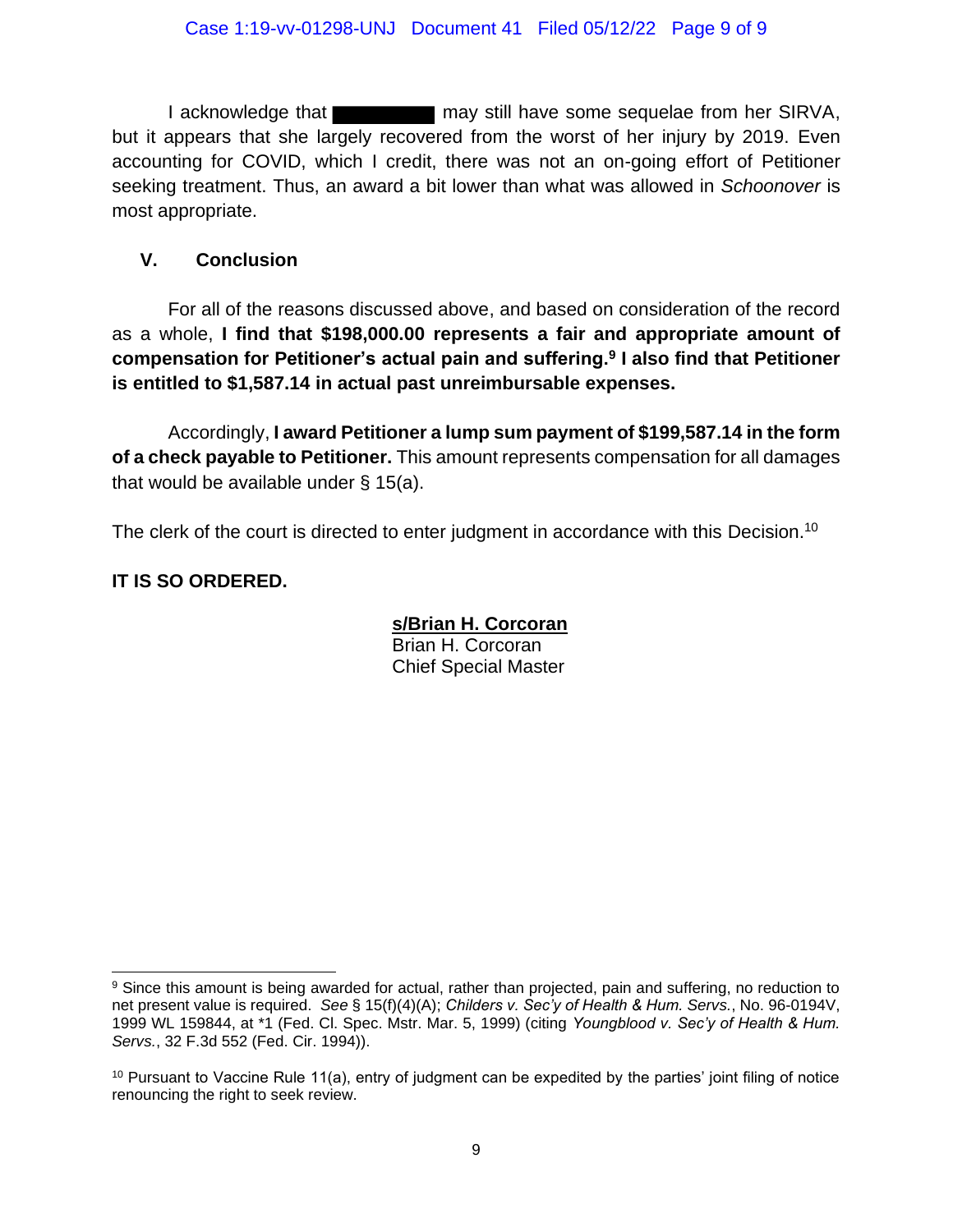I acknowledge that ████████ may still have some sequelae from her SIRVA, but it appears that she largely recovered from the worst of her injury by 2019. Even accounting for COVID, which I credit, there was not an on-going effort of Petitioner seeking treatment. Thus, an award a bit lower than what was allowed in *Schoonover* is most appropriate.

## V. Conclusion

For all of the reasons discussed above, and based on consideration of the record as a whole, **I find that $198,000.00 represents a fair and appropriate amount of compensation for Petitioner's actual pain and suffering.[9] I also find that Petitioner is entitled to $1,587.14 in actual past unreimbursable expenses.**

Accordingly, **I award Petitioner a lump sum payment of $199,587.14 in the form of a check payable to Petitioner.** This amount represents compensation for all damages that would be available under § 15(a).

The clerk of the court is directed to enter judgment in accordance with this Decision.[10]

**IT IS SO ORDERED.**

**s/Brian H. Corcoran**
Brian H. Corcoran
Chief Special Master

---

[9] Since this amount is being awarded for actual, rather than projected, pain and suffering, no reduction to net present value is required. *See* § 15(f)(4)(A); *Childers v. Sec'y of Health & Hum. Servs.*, No. 96-0194V, 1999 WL 159844, at *1 (Fed. Cl. Spec. Mstr. Mar. 5, 1999) (citing *Youngblood v. Sec'y of Health & Hum. Servs.*, 32 F.3d 552 (Fed. Cir. 1994)).

[10] Pursuant to Vaccine Rule 11(a), entry of judgment can be expedited by the parties' joint filing of notice renouncing the right to seek review.